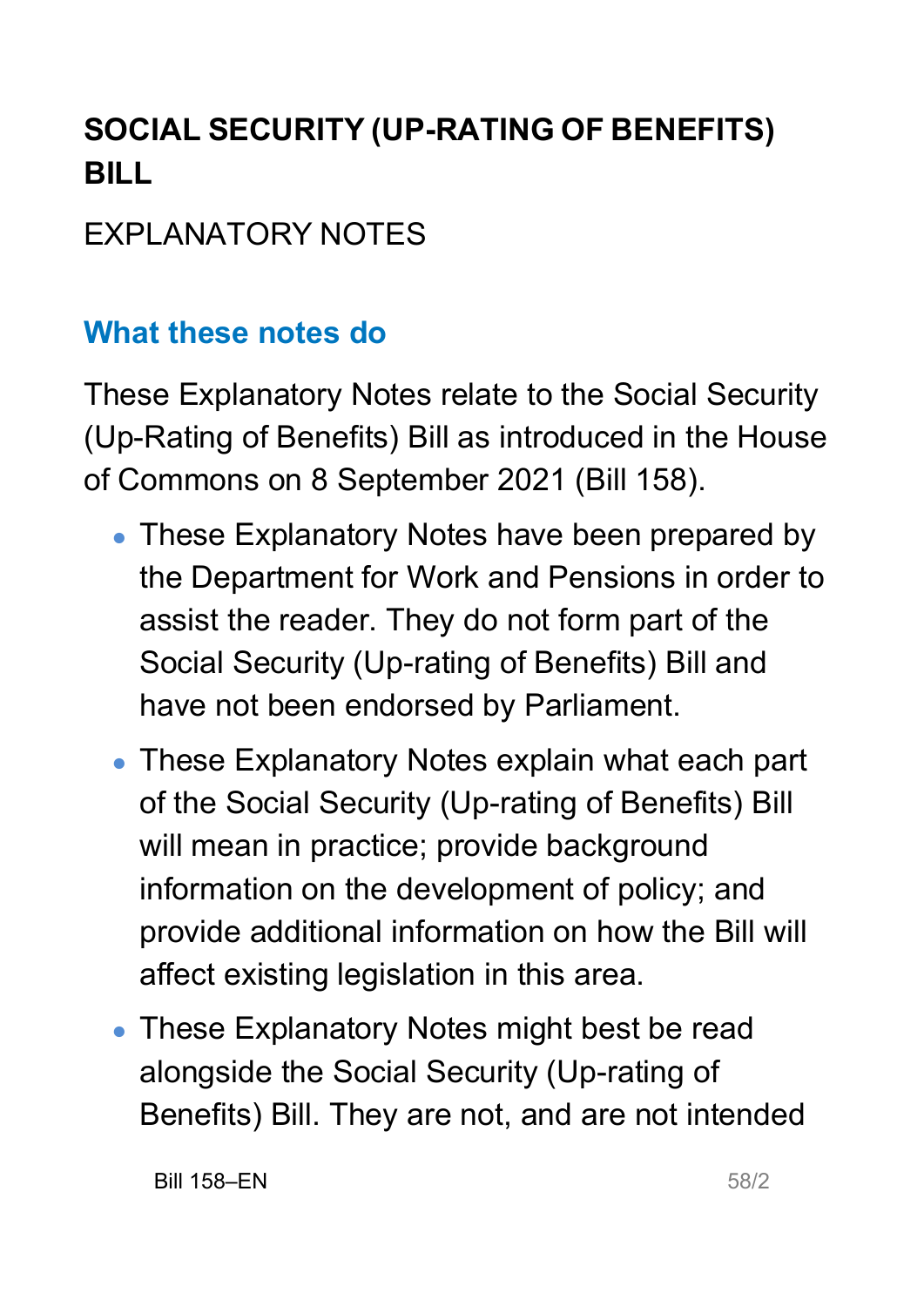# SOCIAL SECURITY (UP-RATING OF BENEFITS) BILL

EXPLANATORY NOTES

## What these notes do

These Explanatory Notes relate to the Social Security (Up-Rating of Benefits) Bill as introduced in the House of Commons on 8 September 2021 (Bill 158).

- These Explanatory Notes have been prepared by the Department for Work and Pensions in order to assist the reader. They do not form part of the Social Security (Up-rating of Benefits) Bill and have not been endorsed by Parliament.
- These Explanatory Notes explain what each part of the Social Security (Up-rating of Benefits) Bill will mean in practice; provide background information on the development of policy; and provide additional information on how the Bill will affect existing legislation in this area.
- These Explanatory Notes might best be read alongside the Social Security (Up-rating of Benefits) Bill. They are not, and are not intended

Bill 158–EN 58/2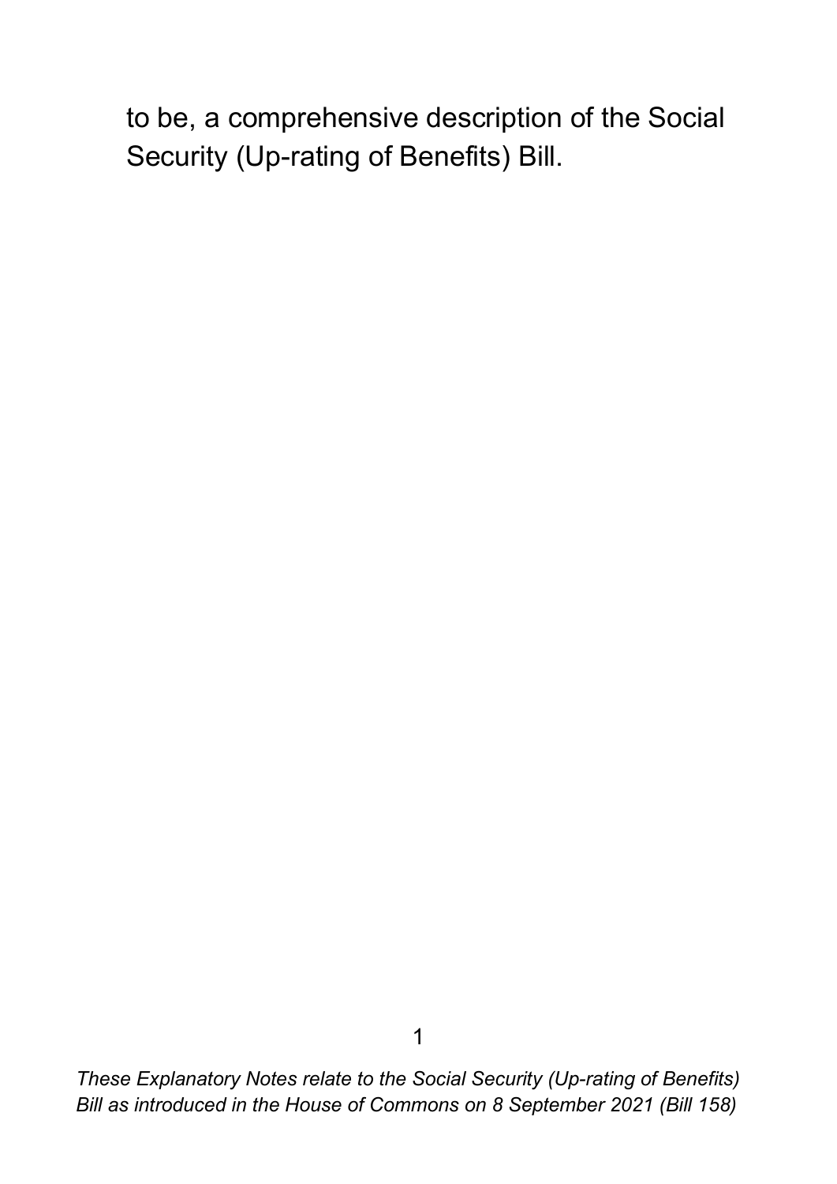to be, a comprehensive description of the Social Security (Up-rating of Benefits) Bill.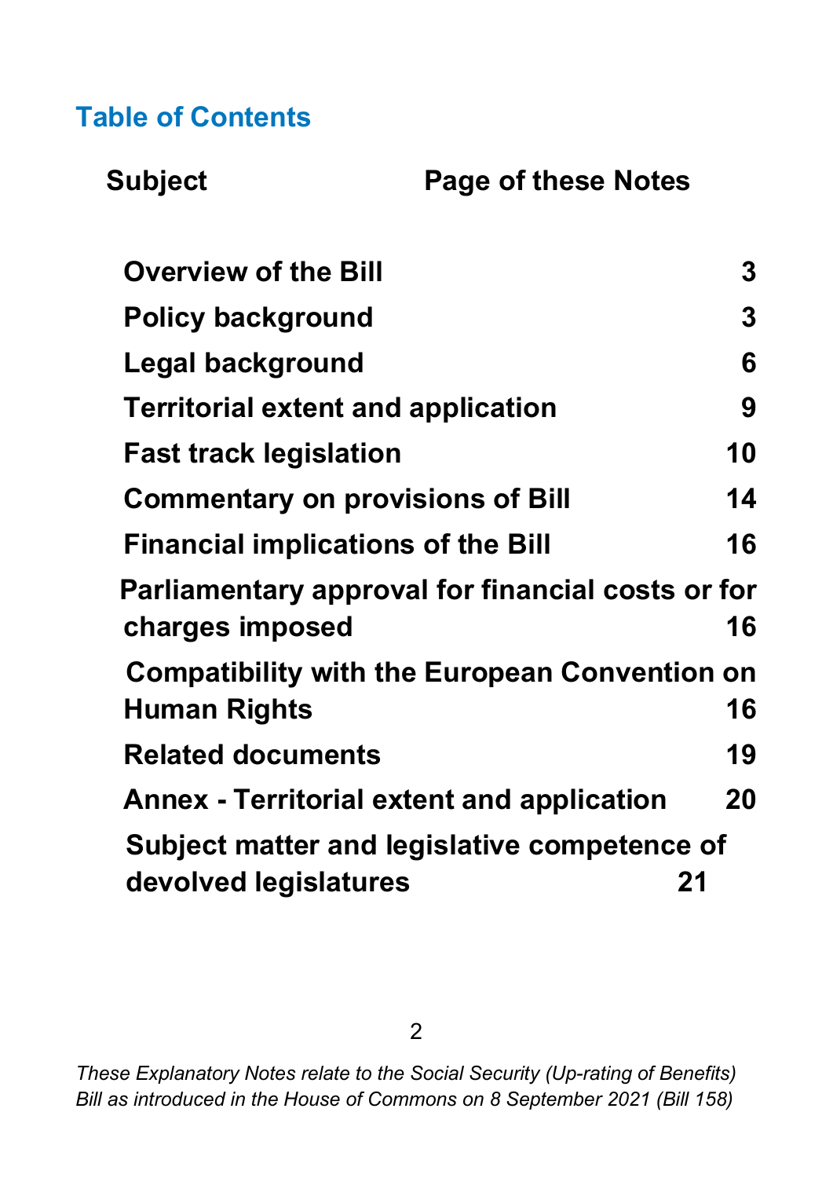## Table of Contents

| Subject | Page of these Notes |
| --- | --- |
| Overview of the Bill | 3 |
| Policy background | 3 |
| Legal background | 6 |
| Territorial extent and application | 9 |
| Fast track legislation | 10 |
| Commentary on provisions of Bill | 14 |
| Financial implications of the Bill | 16 |
| Parliamentary approval for financial costs or for charges imposed | 16 |
| Compatibility with the European Convention on Human Rights | 16 |
| Related documents | 19 |
| Annex - Territorial extent and application | 20 |
| Subject matter and legislative competence of devolved legislatures | 21 |

*These Explanatory Notes relate to the Social Security (Up-rating of Benefits) Bill as introduced in the House of Commons on 8 September 2021 (Bill 158)*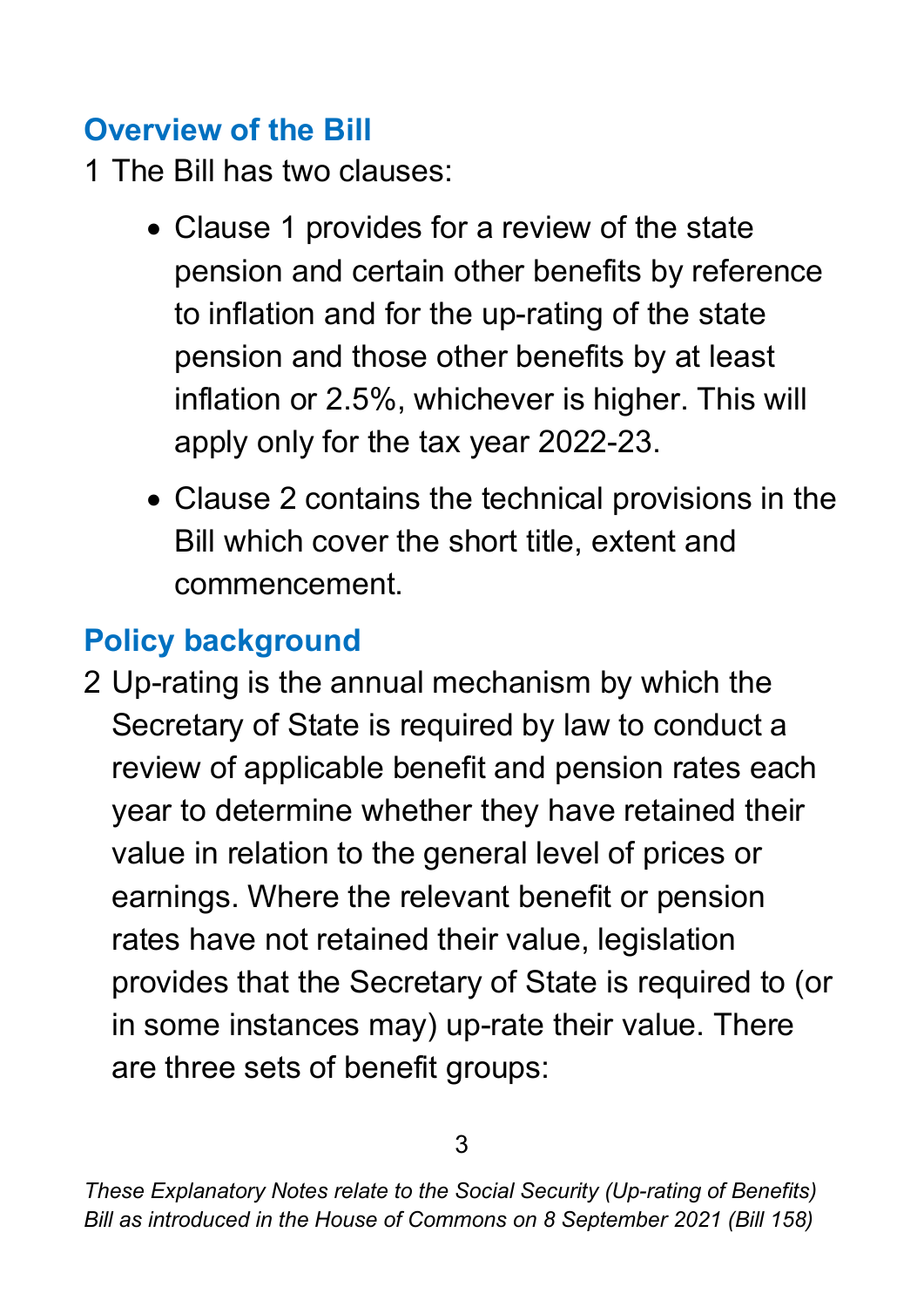## Overview of the Bill

1 The Bill has two clauses:

- Clause 1 provides for a review of the state pension and certain other benefits by reference to inflation and for the up-rating of the state pension and those other benefits by at least inflation or 2.5%, whichever is higher. This will apply only for the tax year 2022-23.
- Clause 2 contains the technical provisions in the Bill which cover the short title, extent and commencement.

## Policy background

2 Up-rating is the annual mechanism by which the Secretary of State is required by law to conduct a review of applicable benefit and pension rates each year to determine whether they have retained their value in relation to the general level of prices or earnings. Where the relevant benefit or pension rates have not retained their value, legislation provides that the Secretary of State is required to (or in some instances may) up-rate their value. There are three sets of benefit groups: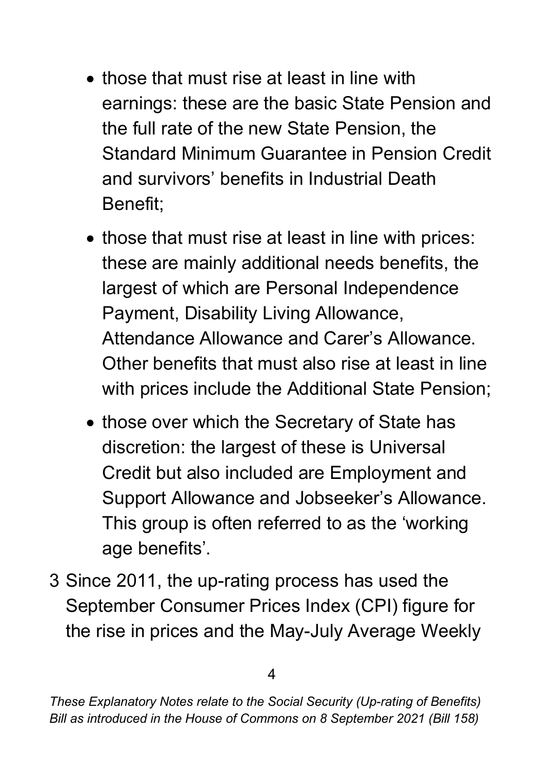- those that must rise at least in line with earnings: these are the basic State Pension and the full rate of the new State Pension, the Standard Minimum Guarantee in Pension Credit and survivors' benefits in Industrial Death Benefit;
- those that must rise at least in line with prices: these are mainly additional needs benefits, the largest of which are Personal Independence Payment, Disability Living Allowance, Attendance Allowance and Carer's Allowance. Other benefits that must also rise at least in line with prices include the Additional State Pension;
- those over which the Secretary of State has discretion: the largest of these is Universal Credit but also included are Employment and Support Allowance and Jobseeker's Allowance. This group is often referred to as the 'working age benefits'.

3 Since 2011, the up-rating process has used the September Consumer Prices Index (CPI) figure for the rise in prices and the May-July Average Weekly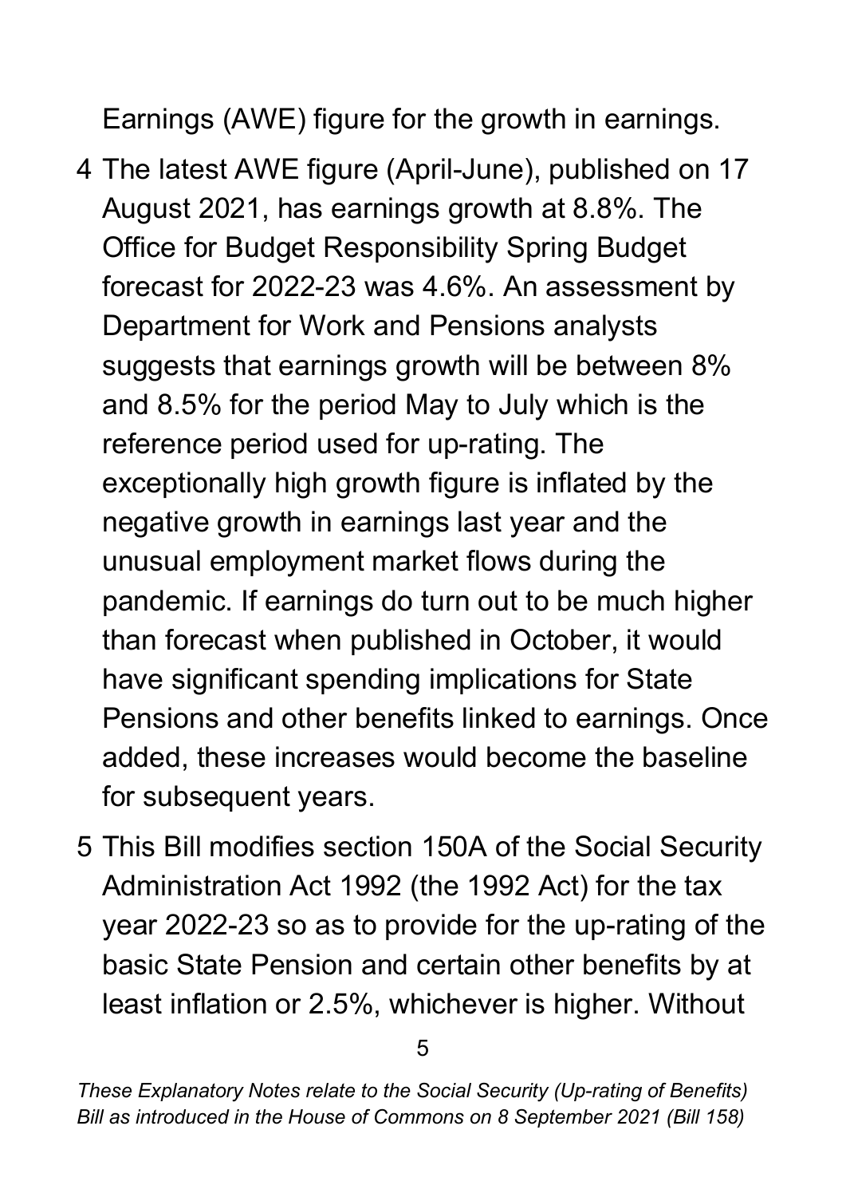Earnings (AWE) figure for the growth in earnings.

4 The latest AWE figure (April-June), published on 17 August 2021, has earnings growth at 8.8%. The Office for Budget Responsibility Spring Budget forecast for 2022-23 was 4.6%. An assessment by Department for Work and Pensions analysts suggests that earnings growth will be between 8% and 8.5% for the period May to July which is the reference period used for up-rating. The exceptionally high growth figure is inflated by the negative growth in earnings last year and the unusual employment market flows during the pandemic. If earnings do turn out to be much higher than forecast when published in October, it would have significant spending implications for State Pensions and other benefits linked to earnings. Once added, these increases would become the baseline for subsequent years.

5 This Bill modifies section 150A of the Social Security Administration Act 1992 (the 1992 Act) for the tax year 2022-23 so as to provide for the up-rating of the basic State Pension and certain other benefits by at least inflation or 2.5%, whichever is higher. Without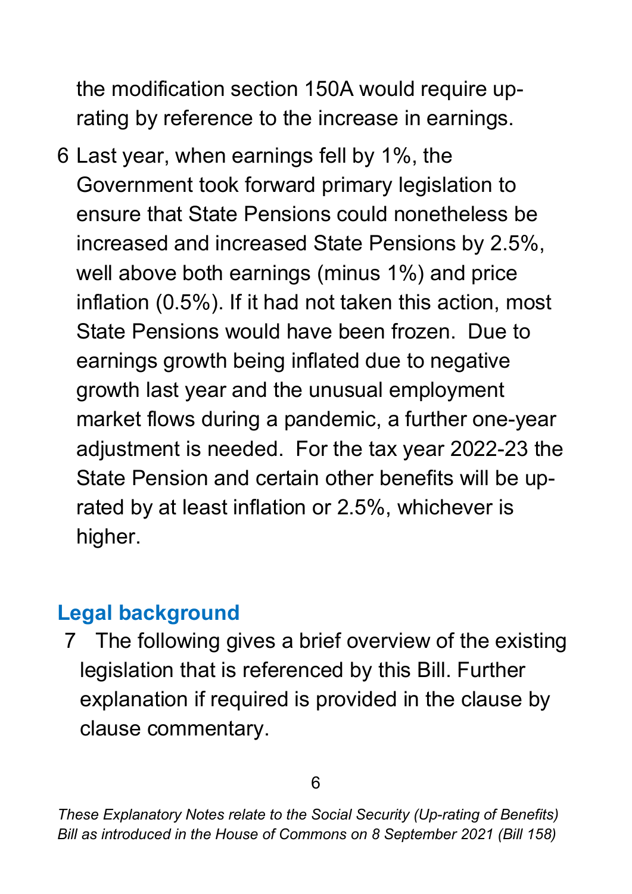the modification section 150A would require up-rating by reference to the increase in earnings.

6 Last year, when earnings fell by 1%, the Government took forward primary legislation to ensure that State Pensions could nonetheless be increased and increased State Pensions by 2.5%, well above both earnings (minus 1%) and price inflation (0.5%). If it had not taken this action, most State Pensions would have been frozen. Due to earnings growth being inflated due to negative growth last year and the unusual employment market flows during a pandemic, a further one-year adjustment is needed. For the tax year 2022-23 the State Pension and certain other benefits will be up-rated by at least inflation or 2.5%, whichever is higher.

## Legal background

7 The following gives a brief overview of the existing legislation that is referenced by this Bill. Further explanation if required is provided in the clause by clause commentary.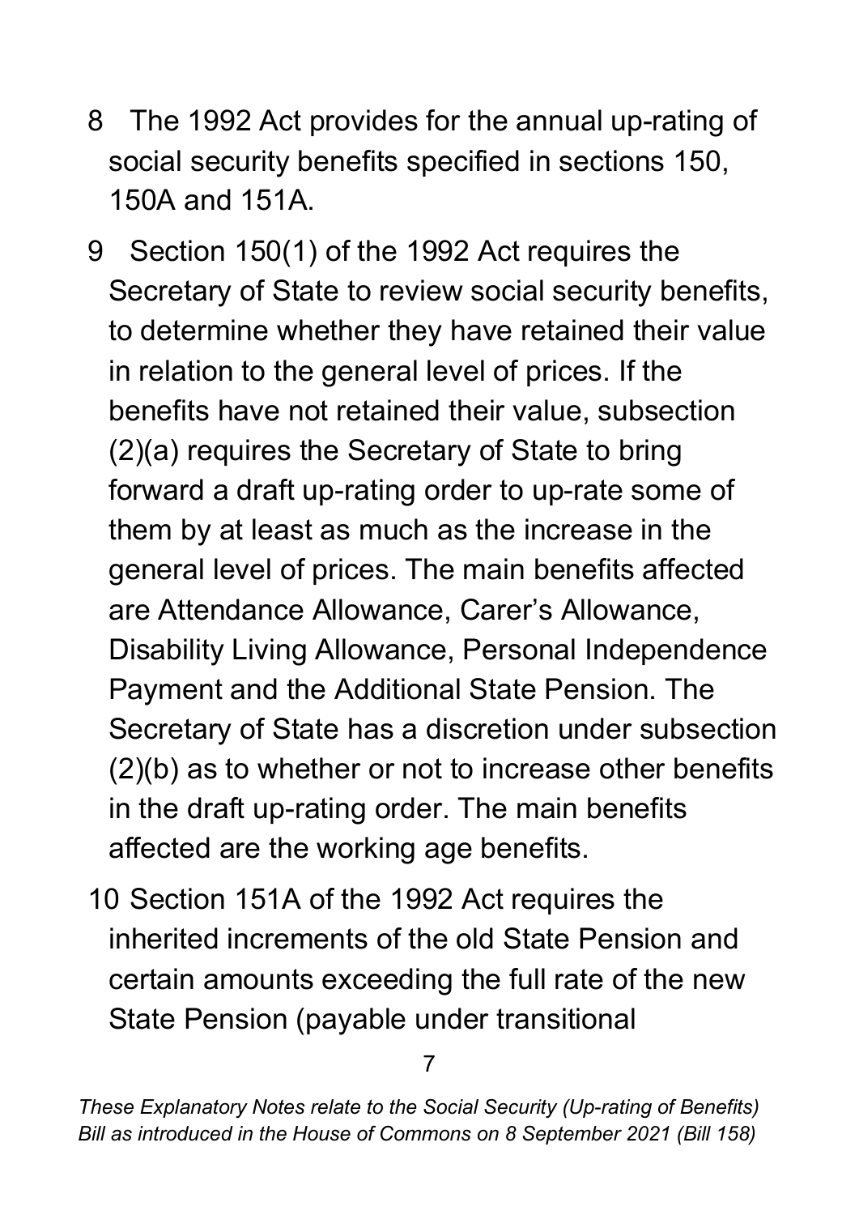8 The 1992 Act provides for the annual up-rating of social security benefits specified in sections 150, 150A and 151A.

9 Section 150(1) of the 1992 Act requires the Secretary of State to review social security benefits, to determine whether they have retained their value in relation to the general level of prices. If the benefits have not retained their value, subsection (2)(a) requires the Secretary of State to bring forward a draft up-rating order to up-rate some of them by at least as much as the increase in the general level of prices. The main benefits affected are Attendance Allowance, Carer's Allowance, Disability Living Allowance, Personal Independence Payment and the Additional State Pension. The Secretary of State has a discretion under subsection (2)(b) as to whether or not to increase other benefits in the draft up-rating order. The main benefits affected are the working age benefits.

10 Section 151A of the 1992 Act requires the inherited increments of the old State Pension and certain amounts exceeding the full rate of the new State Pension (payable under transitional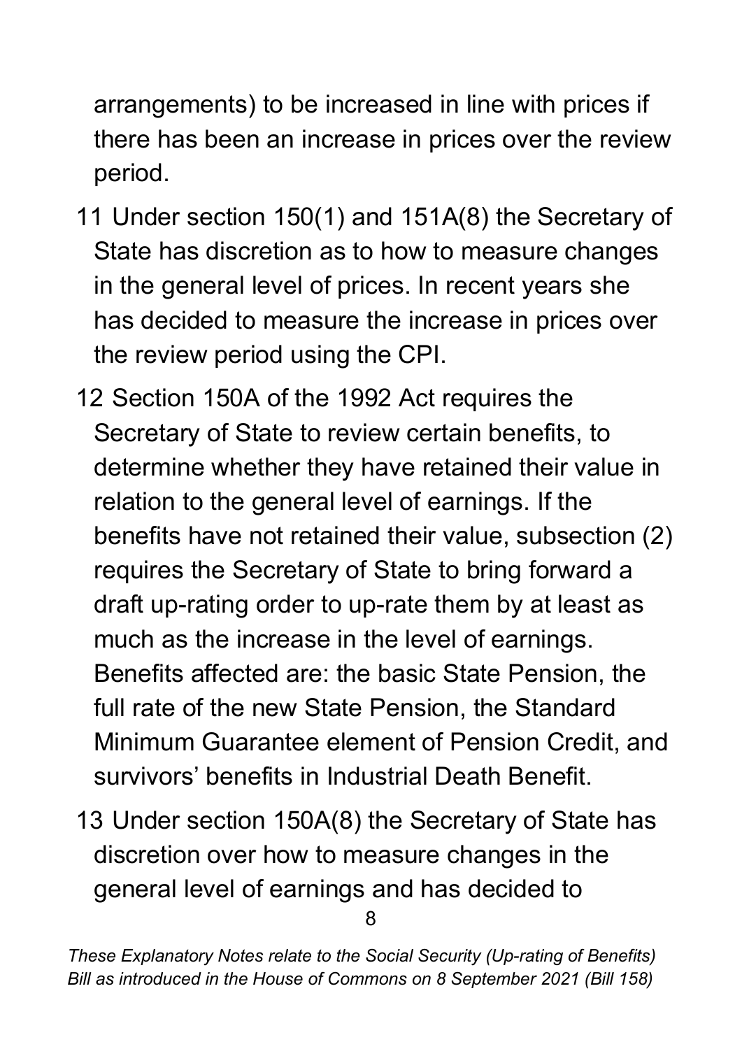arrangements) to be increased in line with prices if there has been an increase in prices over the review period.

11 Under section 150(1) and 151A(8) the Secretary of State has discretion as to how to measure changes in the general level of prices. In recent years she has decided to measure the increase in prices over the review period using the CPI.

12 Section 150A of the 1992 Act requires the Secretary of State to review certain benefits, to determine whether they have retained their value in relation to the general level of earnings. If the benefits have not retained their value, subsection (2) requires the Secretary of State to bring forward a draft up-rating order to up-rate them by at least as much as the increase in the level of earnings. Benefits affected are: the basic State Pension, the full rate of the new State Pension, the Standard Minimum Guarantee element of Pension Credit, and survivors' benefits in Industrial Death Benefit.

13 Under section 150A(8) the Secretary of State has discretion over how to measure changes in the general level of earnings and has decided to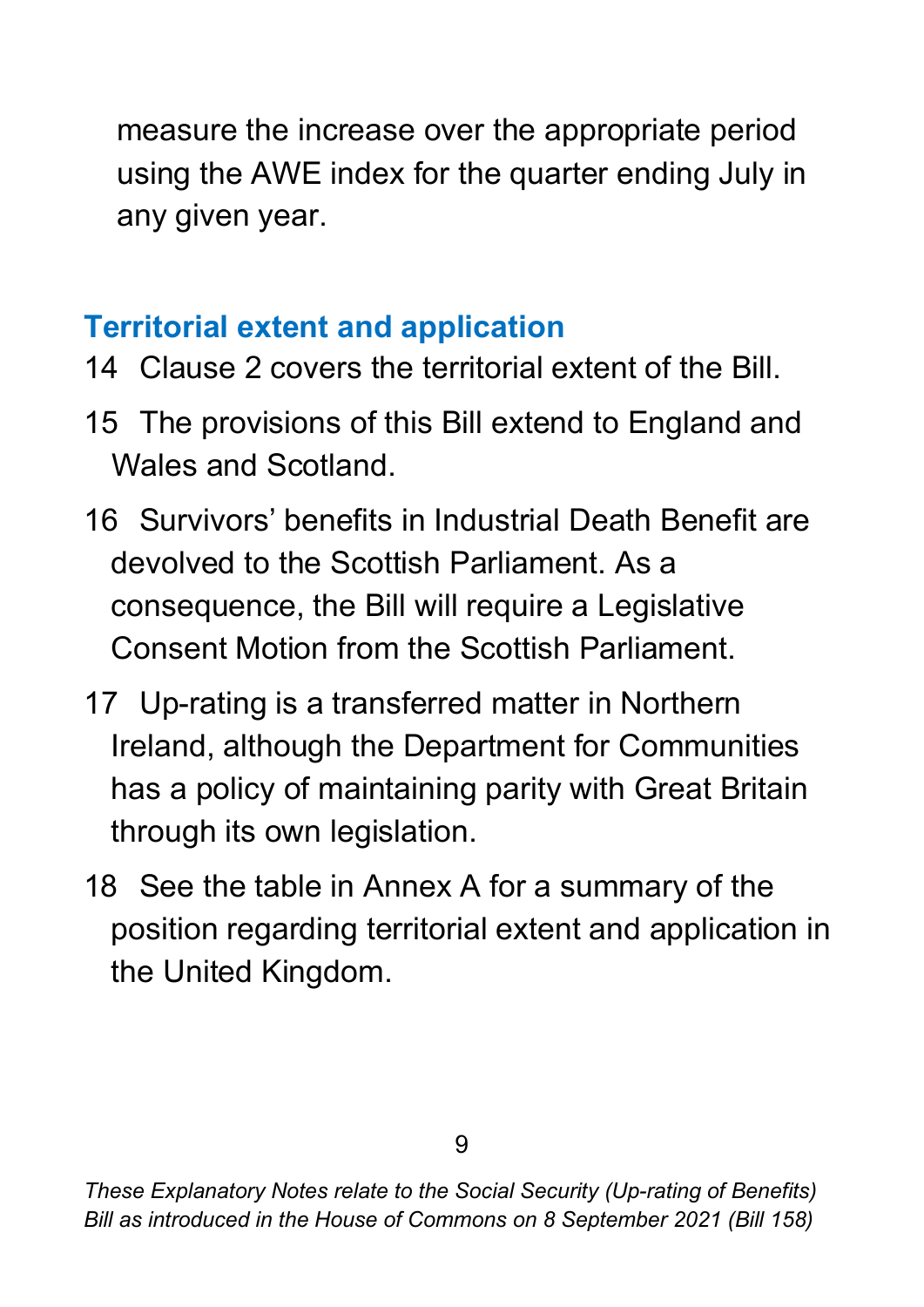measure the increase over the appropriate period using the AWE index for the quarter ending July in any given year.

## Territorial extent and application

14 Clause 2 covers the territorial extent of the Bill.

15 The provisions of this Bill extend to England and Wales and Scotland.

16 Survivors' benefits in Industrial Death Benefit are devolved to the Scottish Parliament. As a consequence, the Bill will require a Legislative Consent Motion from the Scottish Parliament.

17 Up-rating is a transferred matter in Northern Ireland, although the Department for Communities has a policy of maintaining parity with Great Britain through its own legislation.

18 See the table in Annex A for a summary of the position regarding territorial extent and application in the United Kingdom.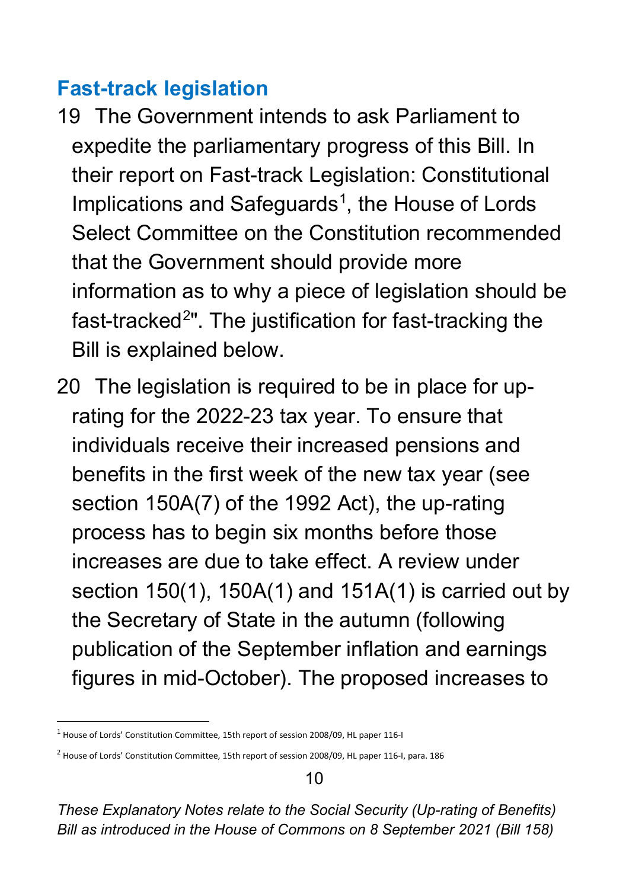## Fast-track legislation

19 The Government intends to ask Parliament to expedite the parliamentary progress of this Bill. In their report on Fast-track Legislation: Constitutional Implications and Safeguards[1], the House of Lords Select Committee on the Constitution recommended that the Government should provide more information as to why a piece of legislation should be fast-tracked[2]". The justification for fast-tracking the Bill is explained below.

20 The legislation is required to be in place for up-rating for the 2022-23 tax year. To ensure that individuals receive their increased pensions and benefits in the first week of the new tax year (see section 150A(7) of the 1992 Act), the up-rating process has to begin six months before those increases are due to take effect. A review under section 150(1), 150A(1) and 151A(1) is carried out by the Secretary of State in the autumn (following publication of the September inflation and earnings figures in mid-October). The proposed increases to

---

[1] House of Lords' Constitution Committee, 15th report of session 2008/09, HL paper 116-I

[2] House of Lords' Constitution Committee, 15th report of session 2008/09, HL paper 116-I, para. 186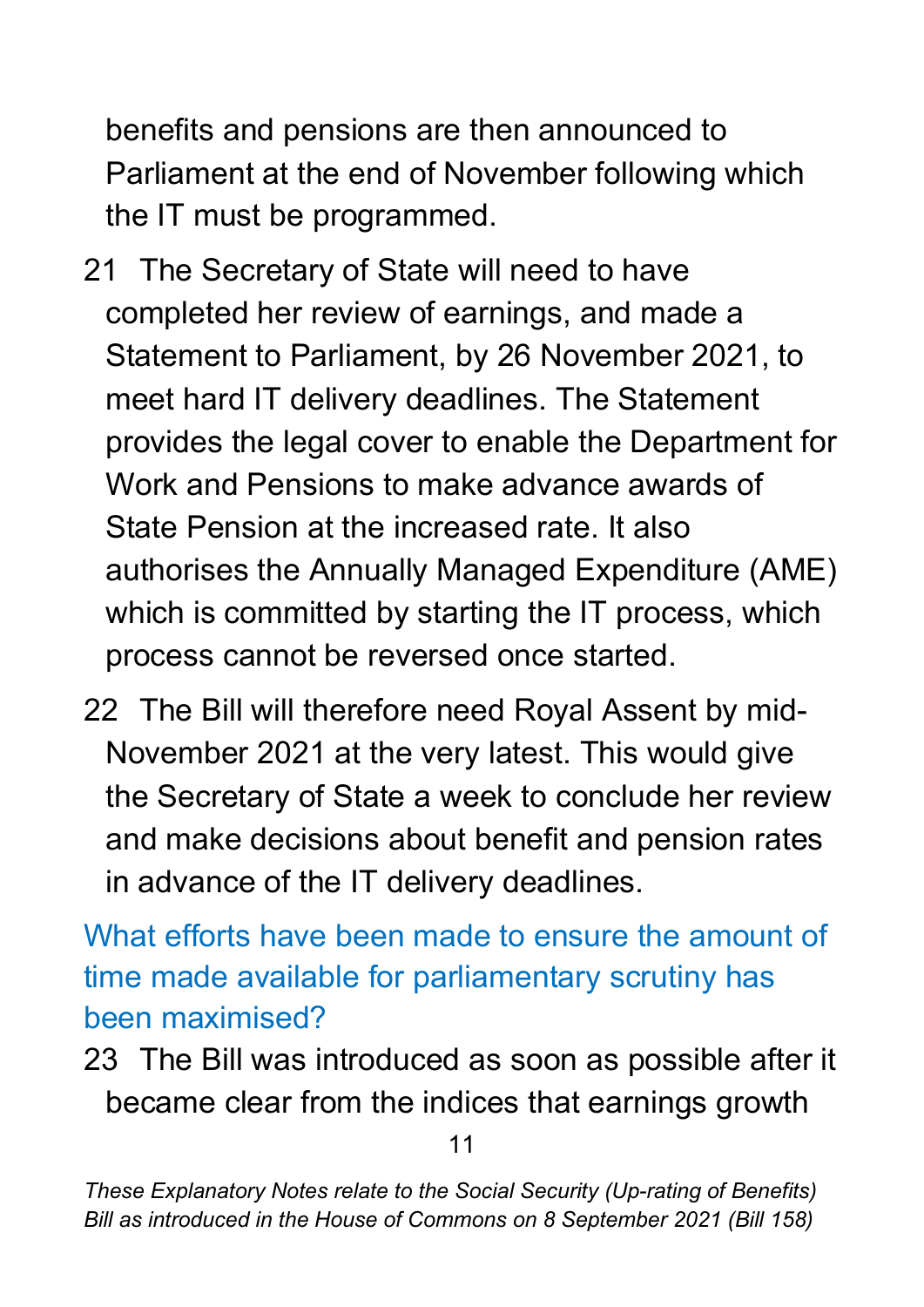benefits and pensions are then announced to Parliament at the end of November following which the IT must be programmed.

21 The Secretary of State will need to have completed her review of earnings, and made a Statement to Parliament, by 26 November 2021, to meet hard IT delivery deadlines. The Statement provides the legal cover to enable the Department for Work and Pensions to make advance awards of State Pension at the increased rate. It also authorises the Annually Managed Expenditure (AME) which is committed by starting the IT process, which process cannot be reversed once started.

22 The Bill will therefore need Royal Assent by mid-November 2021 at the very latest. This would give the Secretary of State a week to conclude her review and make decisions about benefit and pension rates in advance of the IT delivery deadlines.

### What efforts have been made to ensure the amount of time made available for parliamentary scrutiny has been maximised?

23 The Bill was introduced as soon as possible after it became clear from the indices that earnings growth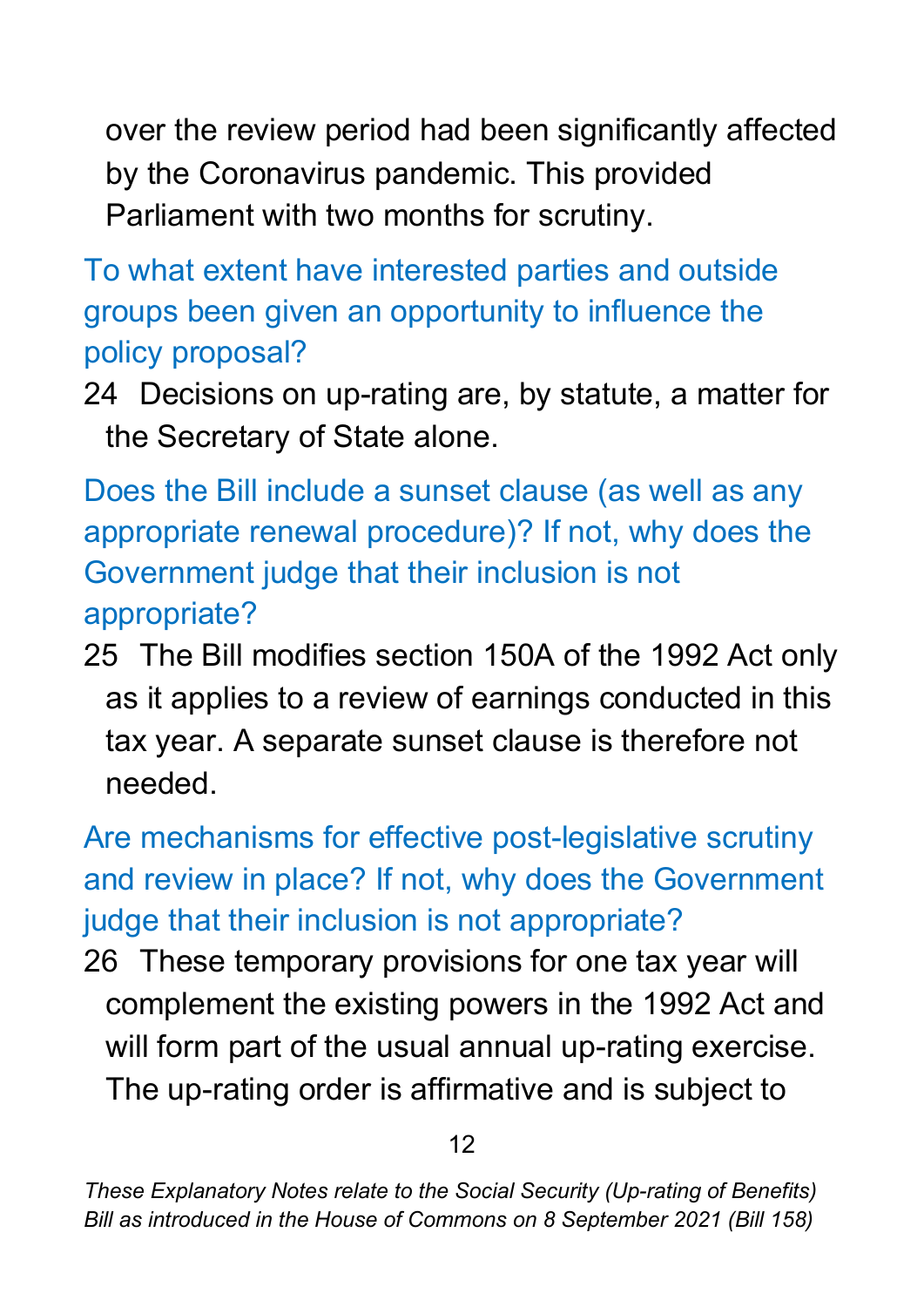over the review period had been significantly affected by the Coronavirus pandemic. This provided Parliament with two months for scrutiny.

### To what extent have interested parties and outside groups been given an opportunity to influence the policy proposal?

24 Decisions on up-rating are, by statute, a matter for the Secretary of State alone.

### Does the Bill include a sunset clause (as well as any appropriate renewal procedure)? If not, why does the Government judge that their inclusion is not appropriate?

25 The Bill modifies section 150A of the 1992 Act only as it applies to a review of earnings conducted in this tax year. A separate sunset clause is therefore not needed.

### Are mechanisms for effective post-legislative scrutiny and review in place? If not, why does the Government judge that their inclusion is not appropriate?

26 These temporary provisions for one tax year will complement the existing powers in the 1992 Act and will form part of the usual annual up-rating exercise. The up-rating order is affirmative and is subject to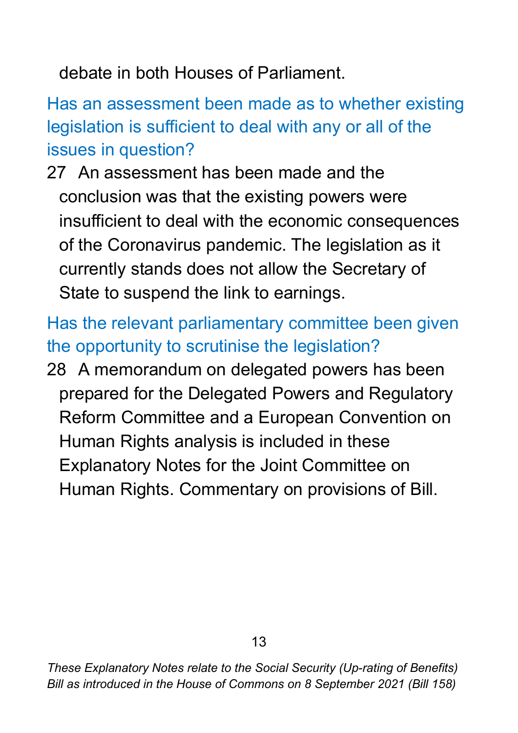debate in both Houses of Parliament.

### Has an assessment been made as to whether existing legislation is sufficient to deal with any or all of the issues in question?

27 An assessment has been made and the conclusion was that the existing powers were insufficient to deal with the economic consequences of the Coronavirus pandemic. The legislation as it currently stands does not allow the Secretary of State to suspend the link to earnings.

### Has the relevant parliamentary committee been given the opportunity to scrutinise the legislation?

28 A memorandum on delegated powers has been prepared for the Delegated Powers and Regulatory Reform Committee and a European Convention on Human Rights analysis is included in these Explanatory Notes for the Joint Committee on Human Rights. Commentary on provisions of Bill.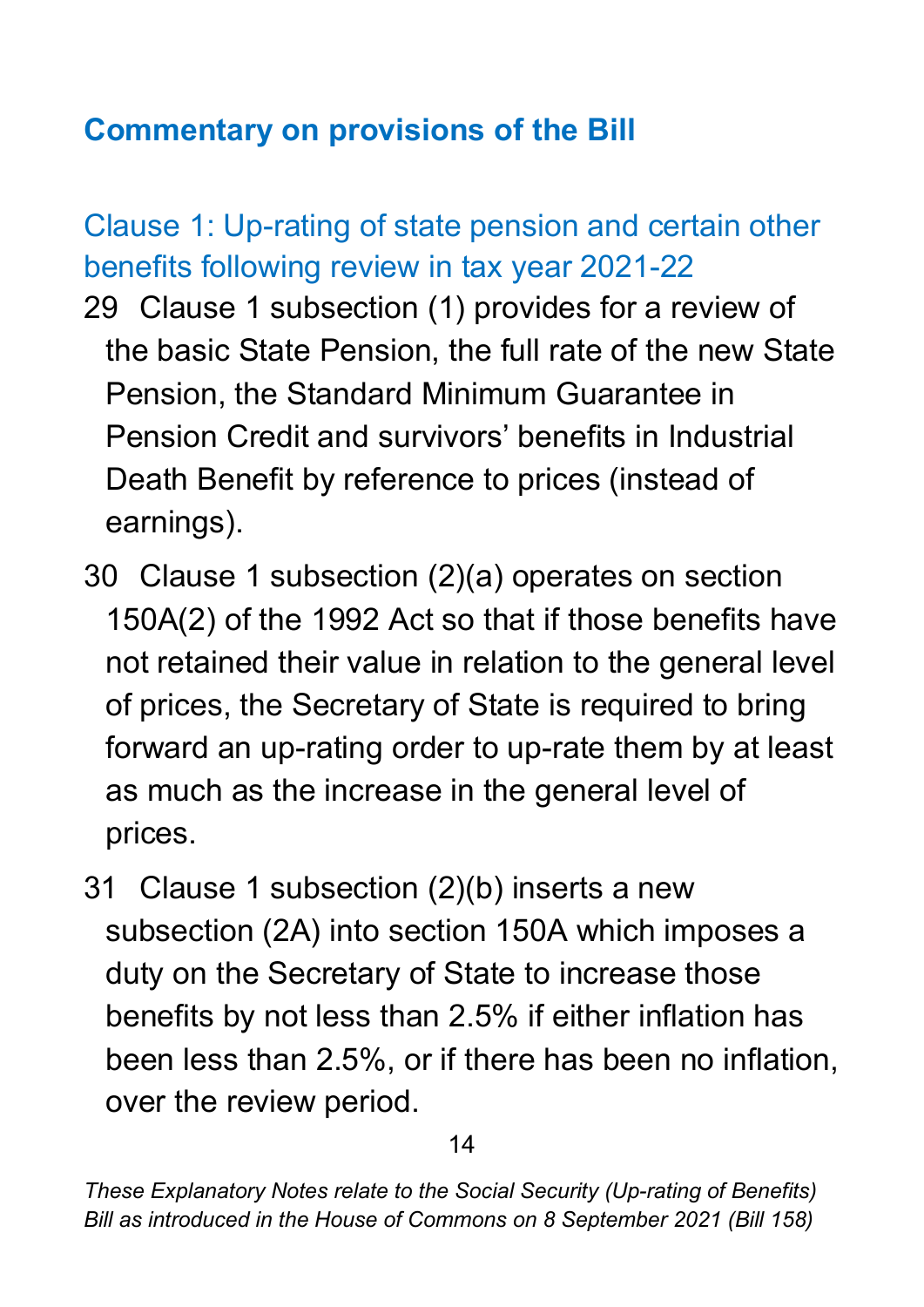## Commentary on provisions of the Bill

### Clause 1: Up-rating of state pension and certain other benefits following review in tax year 2021-22

29 Clause 1 subsection (1) provides for a review of the basic State Pension, the full rate of the new State Pension, the Standard Minimum Guarantee in Pension Credit and survivors' benefits in Industrial Death Benefit by reference to prices (instead of earnings).

30 Clause 1 subsection (2)(a) operates on section 150A(2) of the 1992 Act so that if those benefits have not retained their value in relation to the general level of prices, the Secretary of State is required to bring forward an up-rating order to up-rate them by at least as much as the increase in the general level of prices.

31 Clause 1 subsection (2)(b) inserts a new subsection (2A) into section 150A which imposes a duty on the Secretary of State to increase those benefits by not less than 2.5% if either inflation has been less than 2.5%, or if there has been no inflation, over the review period.

*These Explanatory Notes relate to the Social Security (Up-rating of Benefits) Bill as introduced in the House of Commons on 8 September 2021 (Bill 158)*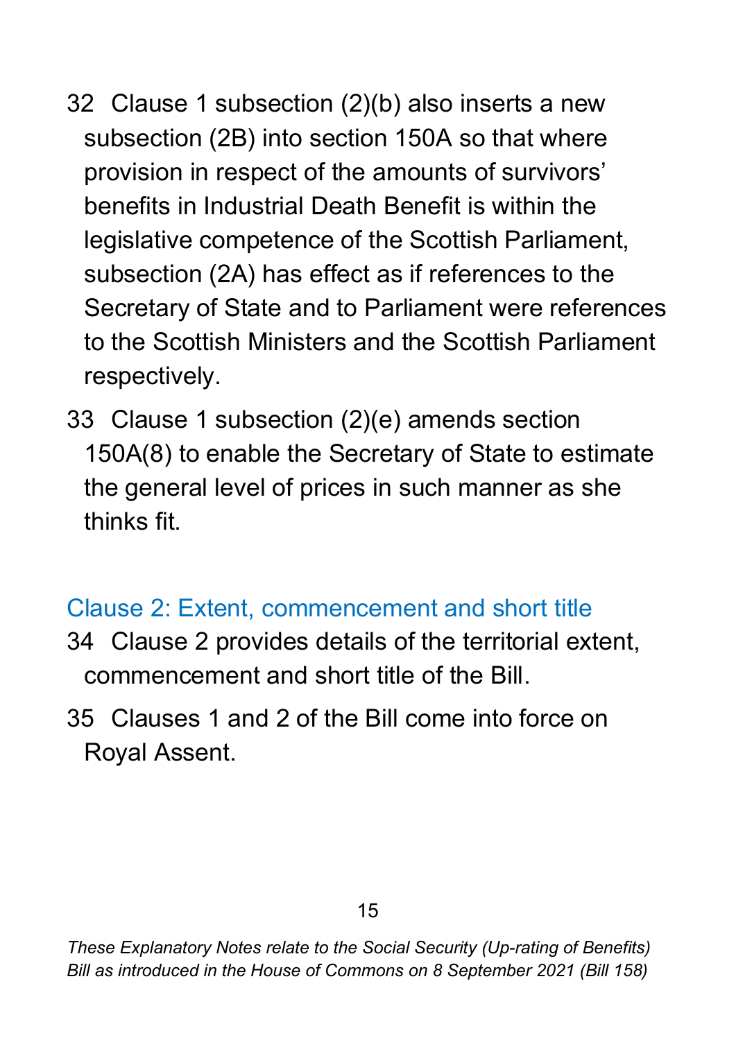32 Clause 1 subsection (2)(b) also inserts a new subsection (2B) into section 150A so that where provision in respect of the amounts of survivors' benefits in Industrial Death Benefit is within the legislative competence of the Scottish Parliament, subsection (2A) has effect as if references to the Secretary of State and to Parliament were references to the Scottish Ministers and the Scottish Parliament respectively.

33 Clause 1 subsection (2)(e) amends section 150A(8) to enable the Secretary of State to estimate the general level of prices in such manner as she thinks fit.

## Clause 2: Extent, commencement and short title

34 Clause 2 provides details of the territorial extent, commencement and short title of the Bill.

35 Clauses 1 and 2 of the Bill come into force on Royal Assent.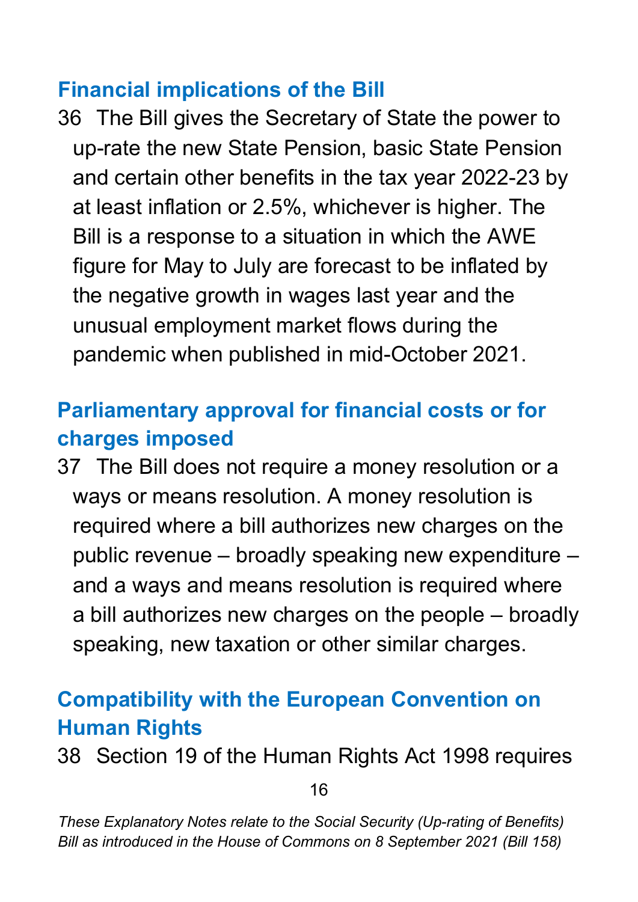## Financial implications of the Bill

36 The Bill gives the Secretary of State the power to up-rate the new State Pension, basic State Pension and certain other benefits in the tax year 2022-23 by at least inflation or 2.5%, whichever is higher. The Bill is a response to a situation in which the AWE figure for May to July are forecast to be inflated by the negative growth in wages last year and the unusual employment market flows during the pandemic when published in mid-October 2021.

## Parliamentary approval for financial costs or for charges imposed

37 The Bill does not require a money resolution or a ways or means resolution. A money resolution is required where a bill authorizes new charges on the public revenue – broadly speaking new expenditure – and a ways and means resolution is required where a bill authorizes new charges on the people – broadly speaking, new taxation or other similar charges.

## Compatibility with the European Convention on Human Rights

38 Section 19 of the Human Rights Act 1998 requires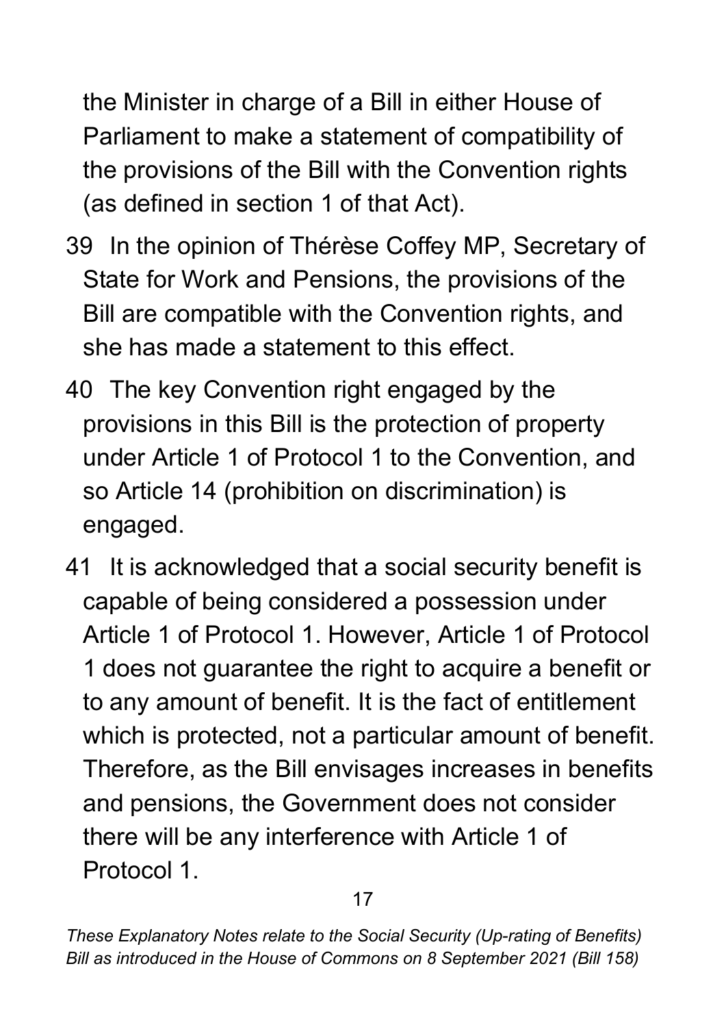the Minister in charge of a Bill in either House of Parliament to make a statement of compatibility of the provisions of the Bill with the Convention rights (as defined in section 1 of that Act).

39 In the opinion of Thérèse Coffey MP, Secretary of State for Work and Pensions, the provisions of the Bill are compatible with the Convention rights, and she has made a statement to this effect.

40 The key Convention right engaged by the provisions in this Bill is the protection of property under Article 1 of Protocol 1 to the Convention, and so Article 14 (prohibition on discrimination) is engaged.

41 It is acknowledged that a social security benefit is capable of being considered a possession under Article 1 of Protocol 1. However, Article 1 of Protocol 1 does not guarantee the right to acquire a benefit or to any amount of benefit. It is the fact of entitlement which is protected, not a particular amount of benefit. Therefore, as the Bill envisages increases in benefits and pensions, the Government does not consider there will be any interference with Article 1 of Protocol 1.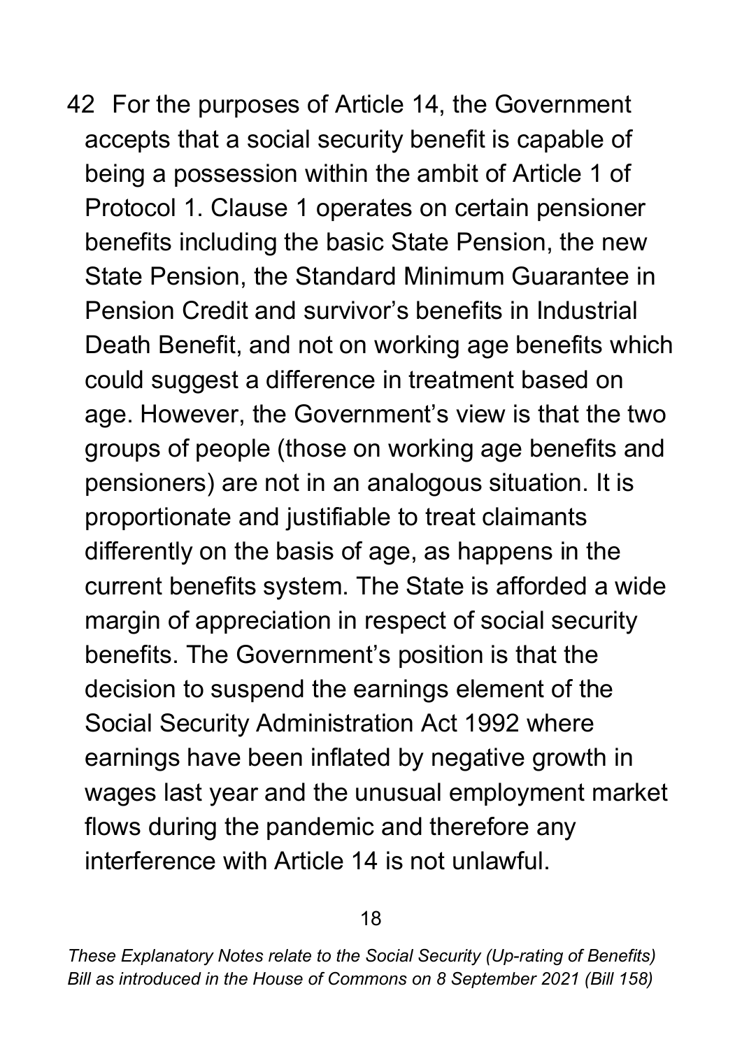42 For the purposes of Article 14, the Government accepts that a social security benefit is capable of being a possession within the ambit of Article 1 of Protocol 1. Clause 1 operates on certain pensioner benefits including the basic State Pension, the new State Pension, the Standard Minimum Guarantee in Pension Credit and survivor's benefits in Industrial Death Benefit, and not on working age benefits which could suggest a difference in treatment based on age. However, the Government's view is that the two groups of people (those on working age benefits and pensioners) are not in an analogous situation. It is proportionate and justifiable to treat claimants differently on the basis of age, as happens in the current benefits system. The State is afforded a wide margin of appreciation in respect of social security benefits. The Government's position is that the decision to suspend the earnings element of the Social Security Administration Act 1992 where earnings have been inflated by negative growth in wages last year and the unusual employment market flows during the pandemic and therefore any interference with Article 14 is not unlawful.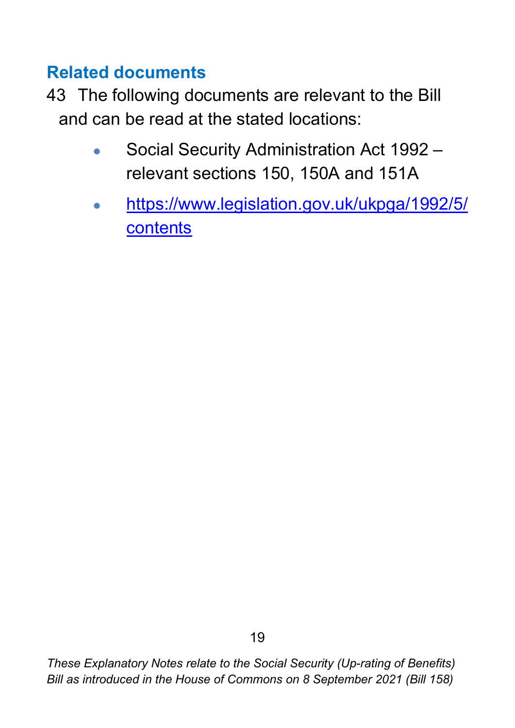## Related documents

43 The following documents are relevant to the Bill and can be read at the stated locations:

- Social Security Administration Act 1992 – relevant sections 150, 150A and 151A
- https://www.legislation.gov.uk/ukpga/1992/5/contents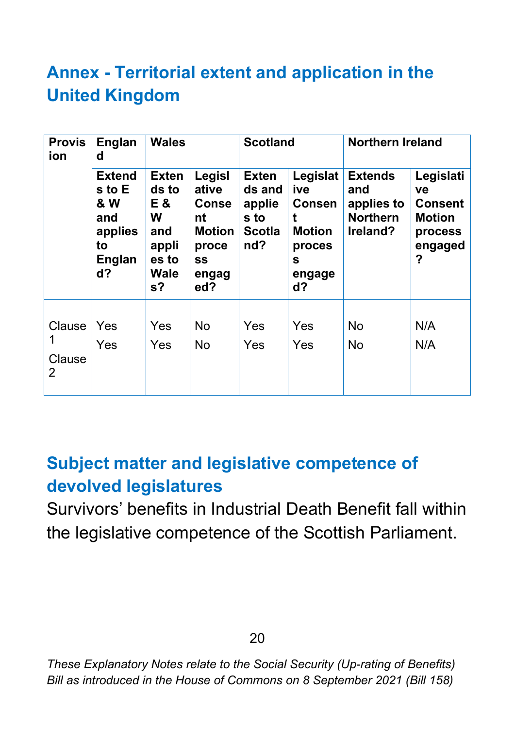## Annex - Territorial extent and application in the United Kingdom

| Provision | England | Wales | | Scotland | | Northern Ireland | |
|---|---|---|---|---|---|---|---|
| | Extends to E & W and applies to England? | Extends to E & W and applies to Wales? | Legislative Consent Motion process engaged? | Extends and applies to Scotland? | Legislative Consent Motion process engaged? | Extends and applies to Northern Ireland? | Legislative Consent Motion process engaged? |
| Clause 1 | Yes | Yes | No | Yes | Yes | No | N/A |
| Clause 2 | Yes | Yes | No | Yes | Yes | No | N/A |

## Subject matter and legislative competence of devolved legislatures

Survivors' benefits in Industrial Death Benefit fall within the legislative competence of the Scottish Parliament.

*These Explanatory Notes relate to the Social Security (Up-rating of Benefits) Bill as introduced in the House of Commons on 8 September 2021 (Bill 158)*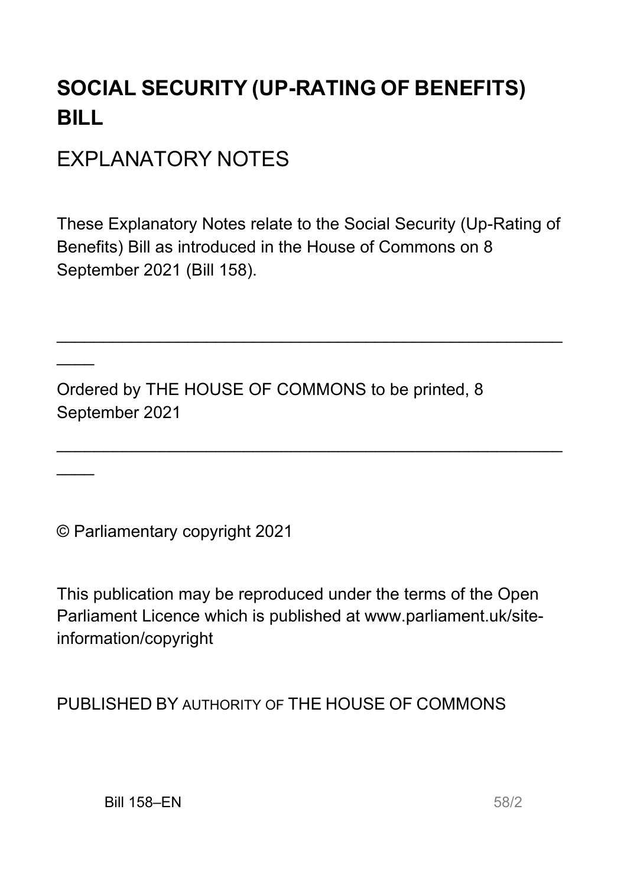# SOCIAL SECURITY (UP-RATING OF BENEFITS) BILL

## EXPLANATORY NOTES

These Explanatory Notes relate to the Social Security (Up-Rating of Benefits) Bill as introduced in the House of Commons on 8 September 2021 (Bill 158).

---

Ordered by THE HOUSE OF COMMONS to be printed, 8 September 2021

---

© Parliamentary copyright 2021

This publication may be reproduced under the terms of the Open Parliament Licence which is published at www.parliament.uk/site-information/copyright

PUBLISHED BY AUTHORITY OF THE HOUSE OF COMMONS

Bill 158–EN 58/2